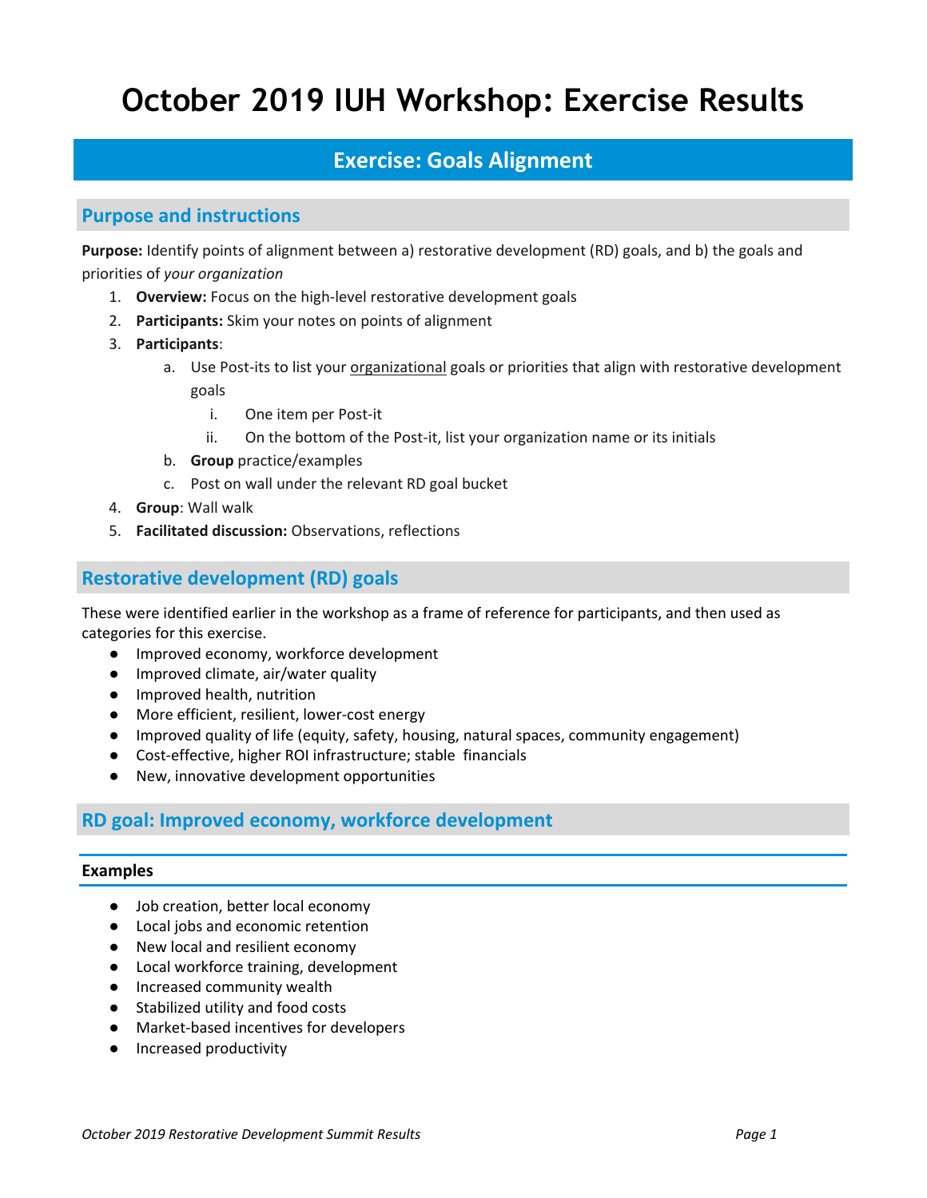# October 2019 IUH Workshop: Exercise Results

## Exercise: Goals Alignment

### Purpose and instructions

**Purpose:** Identify points of alignment between a) restorative development (RD) goals, and b) the goals and priorities of *your organization*

1. **Overview:** Focus on the high-level restorative development goals
2. **Participants:** Skim your notes on points of alignment
3. **Participants**:
    a. Use Post-its to list your organizational goals or priorities that align with restorative development goals
        i. One item per Post-it
        ii. On the bottom of the Post-it, list your organization name or its initials
    b. **Group** practice/examples
    c. Post on wall under the relevant RD goal bucket
4. **Group**: Wall walk
5. **Facilitated discussion:** Observations, reflections

### Restorative development (RD) goals

These were identified earlier in the workshop as a frame of reference for participants, and then used as categories for this exercise.

- Improved economy, workforce development
- Improved climate, air/water quality
- Improved health, nutrition
- More efficient, resilient, lower-cost energy
- Improved quality of life (equity, safety, housing, natural spaces, community engagement)
- Cost-effective, higher ROI infrastructure; stable financials
- New, innovative development opportunities

### RD goal: Improved economy, workforce development

#### Examples

- Job creation, better local economy
- Local jobs and economic retention
- New local and resilient economy
- Local workforce training, development
- Increased community wealth
- Stabilized utility and food costs
- Market-based incentives for developers
- Increased productivity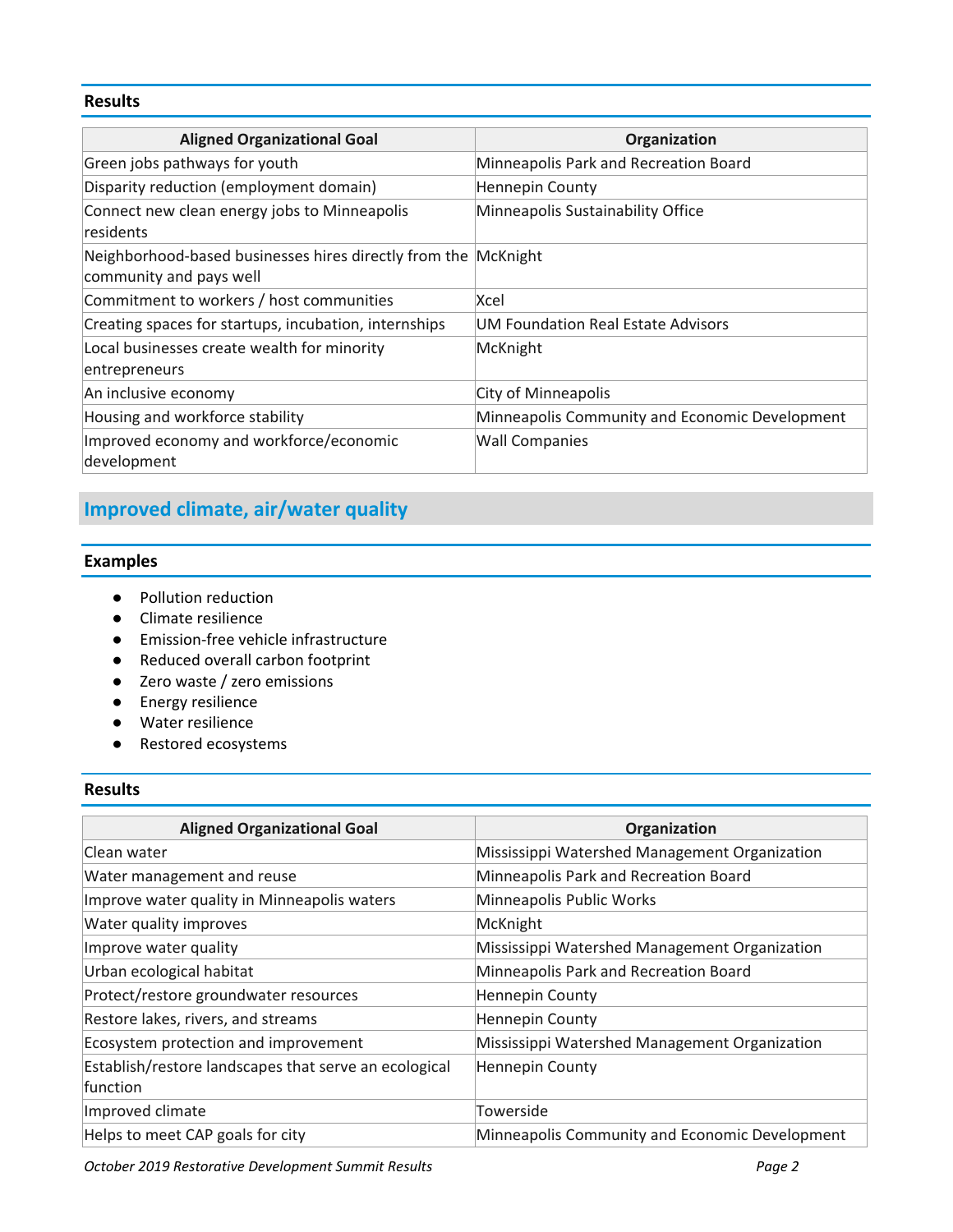### Results

| Aligned Organizational Goal | Organization |
|---|---|
| Green jobs pathways for youth | Minneapolis Park and Recreation Board |
| Disparity reduction (employment domain) | Hennepin County |
| Connect new clean energy jobs to Minneapolis residents | Minneapolis Sustainability Office |
| Neighborhood-based businesses hires directly from the community and pays well | McKnight |
| Commitment to workers / host communities | Xcel |
| Creating spaces for startups, incubation, internships | UM Foundation Real Estate Advisors |
| Local businesses create wealth for minority entrepreneurs | McKnight |
| An inclusive economy | City of Minneapolis |
| Housing and workforce stability | Minneapolis Community and Economic Development |
| Improved economy and workforce/economic development | Wall Companies |

## Improved climate, air/water quality

### Examples

- Pollution reduction
- Climate resilience
- Emission-free vehicle infrastructure
- Reduced overall carbon footprint
- Zero waste / zero emissions
- Energy resilience
- Water resilience
- Restored ecosystems

### Results

| Aligned Organizational Goal | Organization |
|---|---|
| Clean water | Mississippi Watershed Management Organization |
| Water management and reuse | Minneapolis Park and Recreation Board |
| Improve water quality in Minneapolis waters | Minneapolis Public Works |
| Water quality improves | McKnight |
| Improve water quality | Mississippi Watershed Management Organization |
| Urban ecological habitat | Minneapolis Park and Recreation Board |
| Protect/restore groundwater resources | Hennepin County |
| Restore lakes, rivers, and streams | Hennepin County |
| Ecosystem protection and improvement | Mississippi Watershed Management Organization |
| Establish/restore landscapes that serve an ecological function | Hennepin County |
| Improved climate | Towerside |
| Helps to meet CAP goals for city | Minneapolis Community and Economic Development |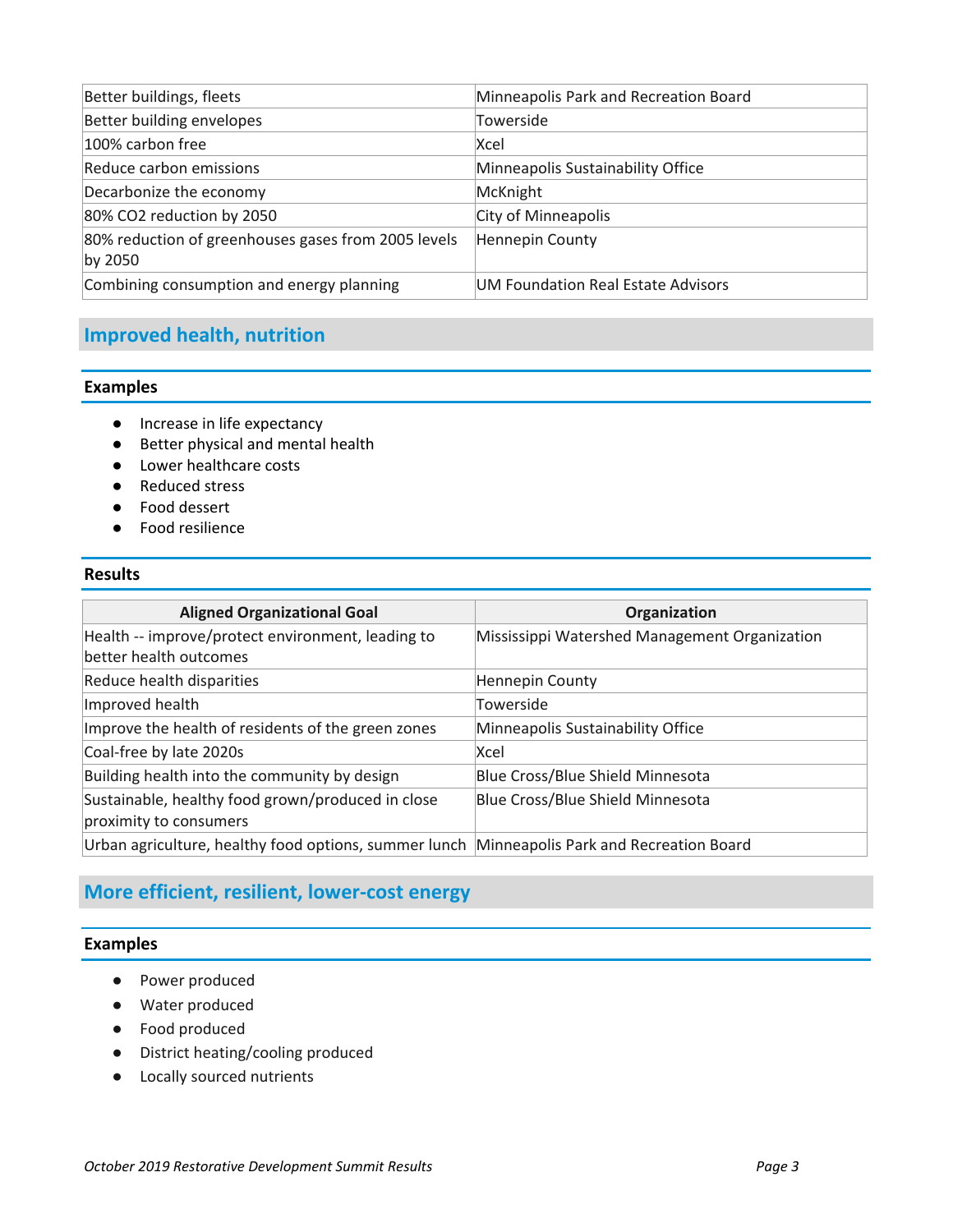| Better buildings, fleets | Minneapolis Park and Recreation Board |
|---|---|
| Better building envelopes | Towerside |
| 100% carbon free | Xcel |
| Reduce carbon emissions | Minneapolis Sustainability Office |
| Decarbonize the economy | McKnight |
| 80% CO2 reduction by 2050 | City of Minneapolis |
| 80% reduction of greenhouses gases from 2005 levels by 2050 | Hennepin County |
| Combining consumption and energy planning | UM Foundation Real Estate Advisors |

## Improved health, nutrition

### Examples

- Increase in life expectancy
- Better physical and mental health
- Lower healthcare costs
- Reduced stress
- Food dessert
- Food resilience

### Results

| Aligned Organizational Goal | Organization |
|---|---|
| Health -- improve/protect environment, leading to better health outcomes | Mississippi Watershed Management Organization |
| Reduce health disparities | Hennepin County |
| Improved health | Towerside |
| Improve the health of residents of the green zones | Minneapolis Sustainability Office |
| Coal-free by late 2020s | Xcel |
| Building health into the community by design | Blue Cross/Blue Shield Minnesota |
| Sustainable, healthy food grown/produced in close proximity to consumers | Blue Cross/Blue Shield Minnesota |
| Urban agriculture, healthy food options, summer lunch | Minneapolis Park and Recreation Board |

## More efficient, resilient, lower-cost energy

### Examples

- Power produced
- Water produced
- Food produced
- District heating/cooling produced
- Locally sourced nutrients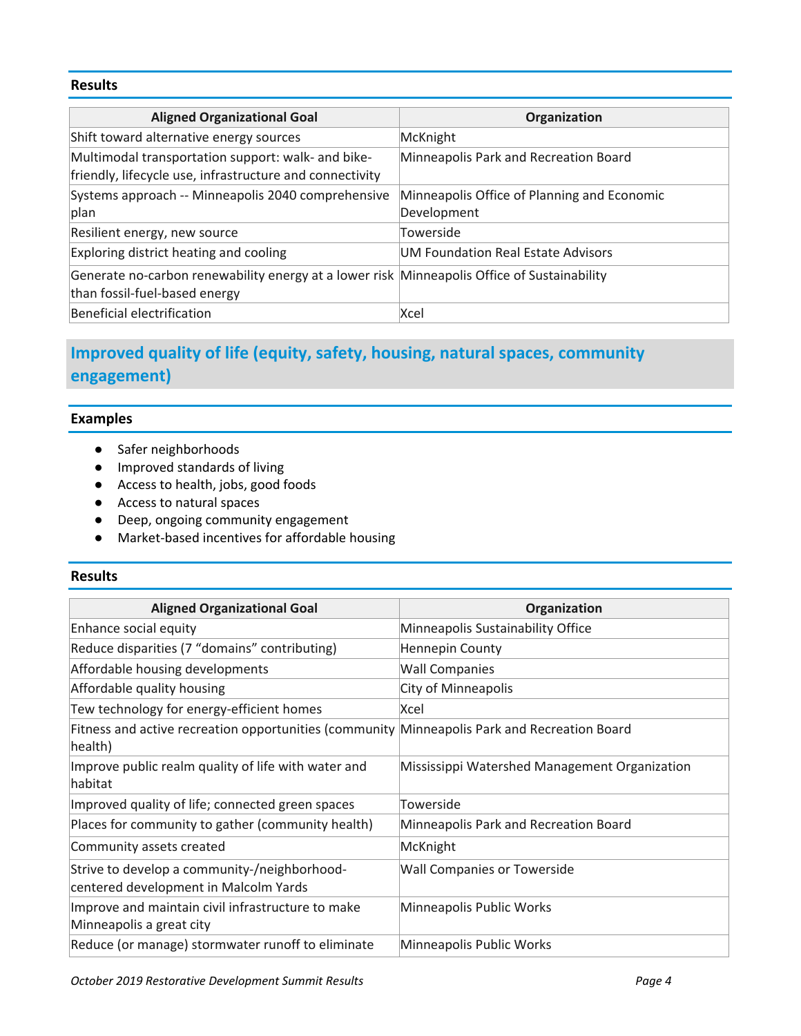### Results

| Aligned Organizational Goal | Organization |
| --- | --- |
| Shift toward alternative energy sources | McKnight |
| Multimodal transportation support: walk- and bike-friendly, lifecycle use, infrastructure and connectivity | Minneapolis Park and Recreation Board |
| Systems approach -- Minneapolis 2040 comprehensive plan | Minneapolis Office of Planning and Economic Development |
| Resilient energy, new source | Towerside |
| Exploring district heating and cooling | UM Foundation Real Estate Advisors |
| Generate no-carbon renewability energy at a lower risk than fossil-fuel-based energy | Minneapolis Office of Sustainability |
| Beneficial electrification | Xcel |

## Improved quality of life (equity, safety, housing, natural spaces, community engagement)

### Examples

- Safer neighborhoods
- Improved standards of living
- Access to health, jobs, good foods
- Access to natural spaces
- Deep, ongoing community engagement
- Market-based incentives for affordable housing

### Results

| Aligned Organizational Goal | Organization |
| --- | --- |
| Enhance social equity | Minneapolis Sustainability Office |
| Reduce disparities (7 "domains" contributing) | Hennepin County |
| Affordable housing developments | Wall Companies |
| Affordable quality housing | City of Minneapolis |
| Tew technology for energy-efficient homes | Xcel |
| Fitness and active recreation opportunities (community health) | Minneapolis Park and Recreation Board |
| Improve public realm quality of life with water and habitat | Mississippi Watershed Management Organization |
| Improved quality of life; connected green spaces | Towerside |
| Places for community to gather (community health) | Minneapolis Park and Recreation Board |
| Community assets created | McKnight |
| Strive to develop a community-/neighborhood-centered development in Malcolm Yards | Wall Companies or Towerside |
| Improve and maintain civil infrastructure to make Minneapolis a great city | Minneapolis Public Works |
| Reduce (or manage) stormwater runoff to eliminate | Minneapolis Public Works |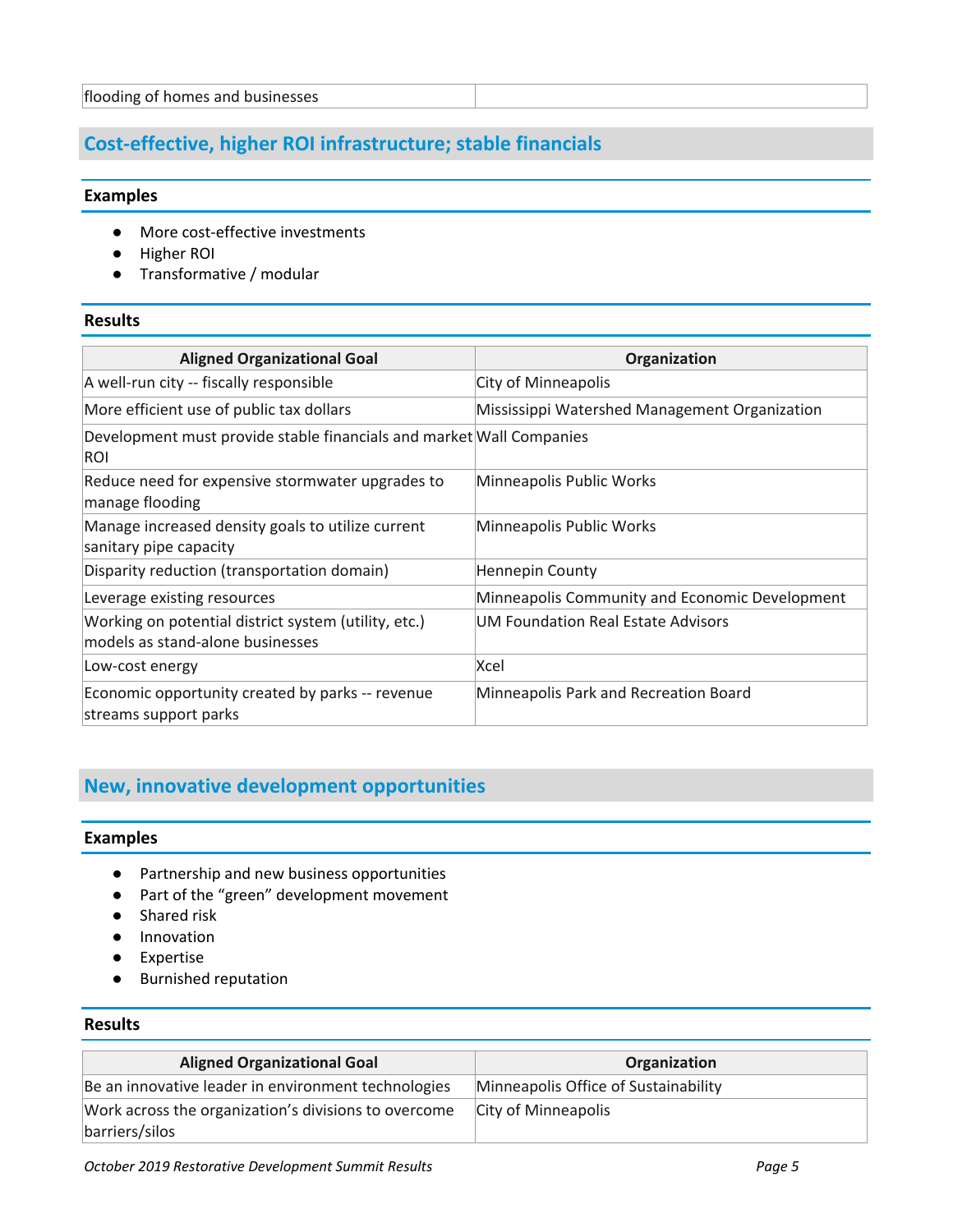| flooding of homes and businesses | |
|---|---|

## Cost-effective, higher ROI infrastructure; stable financials

### Examples

- More cost-effective investments
- Higher ROI
- Transformative / modular

### Results

| Aligned Organizational Goal | Organization |
|---|---|
| A well-run city -- fiscally responsible | City of Minneapolis |
| More efficient use of public tax dollars | Mississippi Watershed Management Organization |
| Development must provide stable financials and market ROI | Wall Companies |
| Reduce need for expensive stormwater upgrades to manage flooding | Minneapolis Public Works |
| Manage increased density goals to utilize current sanitary pipe capacity | Minneapolis Public Works |
| Disparity reduction (transportation domain) | Hennepin County |
| Leverage existing resources | Minneapolis Community and Economic Development |
| Working on potential district system (utility, etc.) models as stand-alone businesses | UM Foundation Real Estate Advisors |
| Low-cost energy | Xcel |
| Economic opportunity created by parks -- revenue streams support parks | Minneapolis Park and Recreation Board |

## New, innovative development opportunities

### Examples

- Partnership and new business opportunities
- Part of the "green" development movement
- Shared risk
- Innovation
- Expertise
- Burnished reputation

### Results

| Aligned Organizational Goal | Organization |
|---|---|
| Be an innovative leader in environment technologies | Minneapolis Office of Sustainability |
| Work across the organization's divisions to overcome barriers/silos | City of Minneapolis |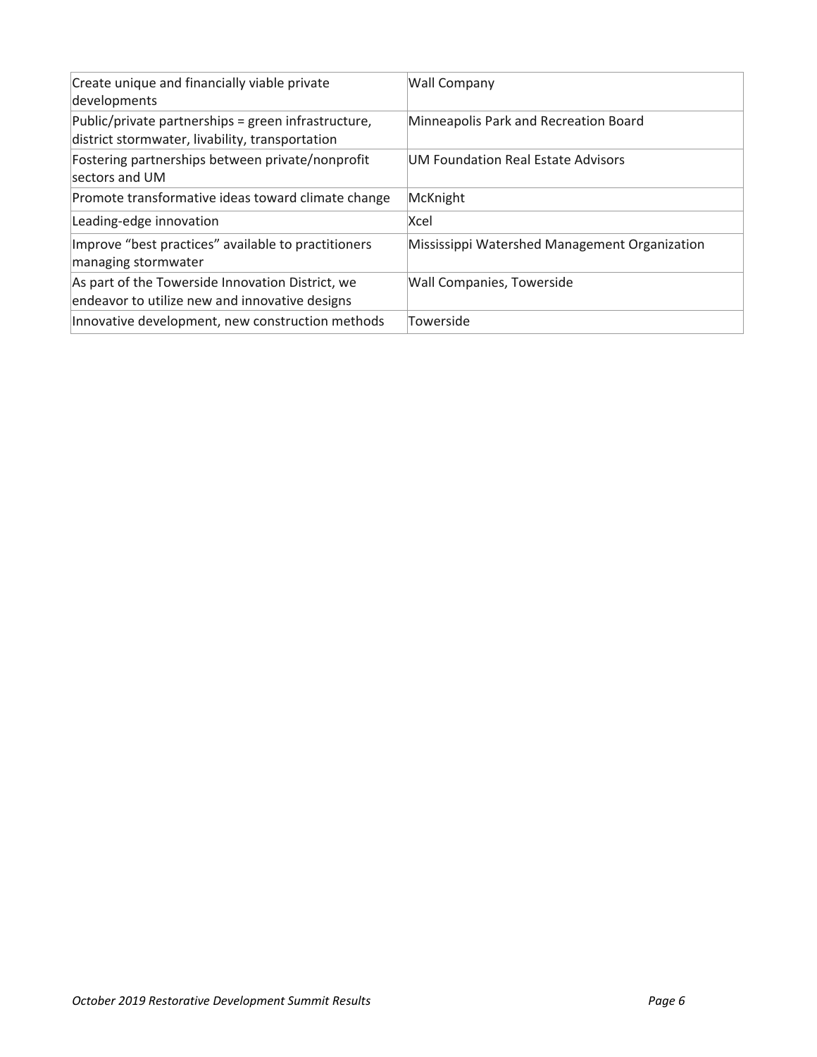| | |
|---|---|
| Create unique and financially viable private developments | Wall Company |
| Public/private partnerships = green infrastructure, district stormwater, livability, transportation | Minneapolis Park and Recreation Board |
| Fostering partnerships between private/nonprofit sectors and UM | UM Foundation Real Estate Advisors |
| Promote transformative ideas toward climate change | McKnight |
| Leading-edge innovation | Xcel |
| Improve "best practices" available to practitioners managing stormwater | Mississippi Watershed Management Organization |
| As part of the Towerside Innovation District, we endeavor to utilize new and innovative designs | Wall Companies, Towerside |
| Innovative development, new construction methods | Towerside |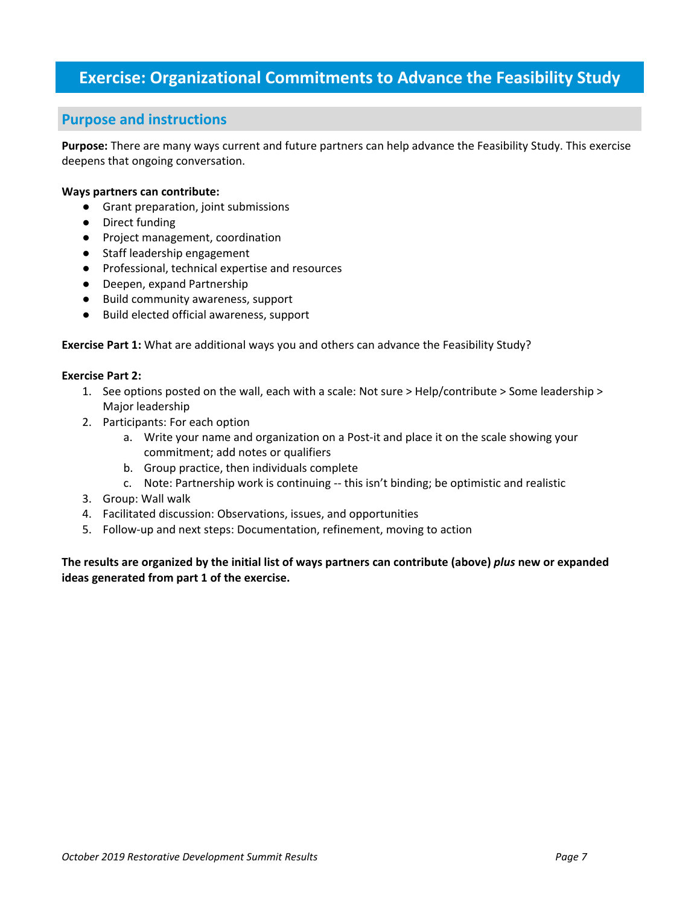# Exercise: Organizational Commitments to Advance the Feasibility Study

## Purpose and instructions

**Purpose:** There are many ways current and future partners can help advance the Feasibility Study. This exercise deepens that ongoing conversation.

**Ways partners can contribute:**

- Grant preparation, joint submissions
- Direct funding
- Project management, coordination
- Staff leadership engagement
- Professional, technical expertise and resources
- Deepen, expand Partnership
- Build community awareness, support
- Build elected official awareness, support

**Exercise Part 1:** What are additional ways you and others can advance the Feasibility Study?

**Exercise Part 2:**

1. See options posted on the wall, each with a scale: Not sure > Help/contribute > Some leadership > Major leadership
2. Participants: For each option
   a. Write your name and organization on a Post-it and place it on the scale showing your commitment; add notes or qualifiers
   b. Group practice, then individuals complete
   c. Note: Partnership work is continuing -- this isn't binding; be optimistic and realistic
3. Group: Wall walk
4. Facilitated discussion: Observations, issues, and opportunities
5. Follow-up and next steps: Documentation, refinement, moving to action

**The results are organized by the initial list of ways partners can contribute (above) *plus* new or expanded ideas generated from part 1 of the exercise.**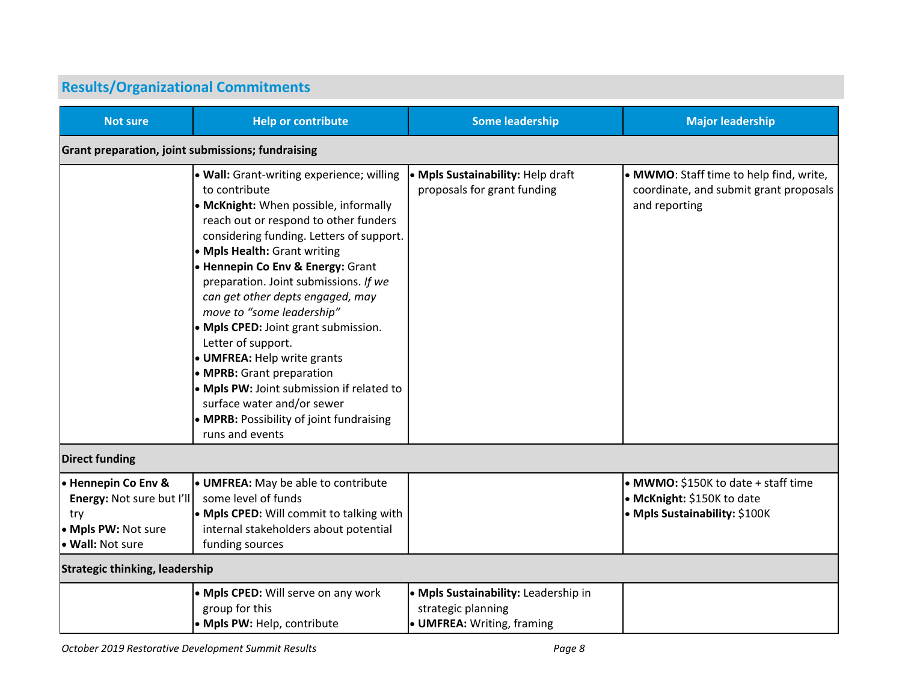## Results/Organizational Commitments

| Not sure | Help or contribute | Some leadership | Major leadership |
|---|---|---|---|
| **Grant preparation, joint submissions; fundraising** | | | |
| | • **Wall:** Grant-writing experience; willing to contribute<br>• **McKnight:** When possible, informally reach out or respond to other funders considering funding. Letters of support.<br>• **Mpls Health:** Grant writing<br>• **Hennepin Co Env & Energy:** Grant preparation. Joint submissions. *If we can get other depts engaged, may move to "some leadership"*<br>• **Mpls CPED:** Joint grant submission. Letter of support.<br>• **UMFREA:** Help write grants<br>• **MPRB:** Grant preparation<br>• **Mpls PW:** Joint submission if related to surface water and/or sewer<br>• **MPRB:** Possibility of joint fundraising runs and events | • **Mpls Sustainability:** Help draft proposals for grant funding | • **MWMO**: Staff time to help find, write, coordinate, and submit grant proposals and reporting |
| **Direct funding** | | | |
| • **Hennepin Co Env & Energy:** Not sure but I'll try<br>• **Mpls PW:** Not sure<br>• **Wall:** Not sure | • **UMFREA:** May be able to contribute some level of funds<br>• **Mpls CPED:** Will commit to talking with internal stakeholders about potential funding sources | | • **MWMO:** $150K to date + staff time<br>• **McKnight:** $150K to date<br>• **Mpls Sustainability:** $100K |
| **Strategic thinking, leadership** | | | |
| | • **Mpls CPED:** Will serve on any work group for this<br>• **Mpls PW:** Help, contribute | • **Mpls Sustainability:** Leadership in strategic planning<br>• **UMFREA:** Writing, framing | |

*October 2019 Restorative Development Summit Results*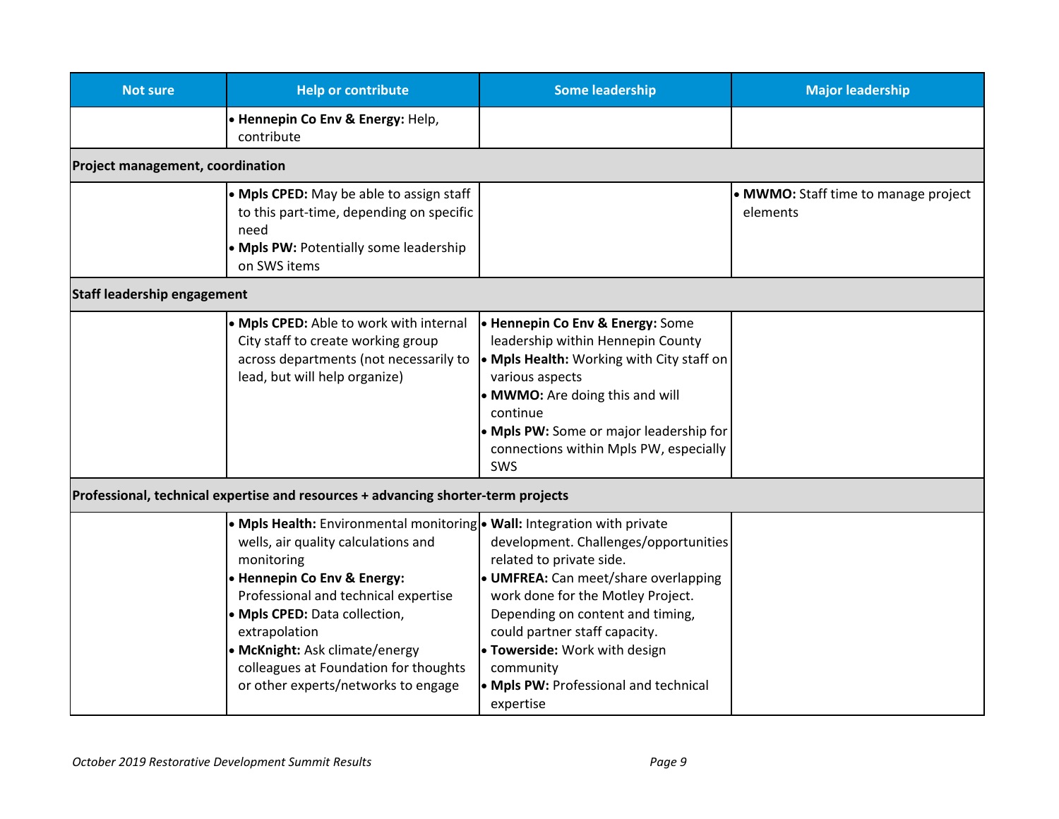| Not sure | Help or contribute | Some leadership | Major leadership |
|---|---|---|---|
| | • **Hennepin Co Env & Energy:** Help, contribute | | |
| **Project management, coordination** | | | |
| | • **Mpls CPED:** May be able to assign staff to this part-time, depending on specific need<br>• **Mpls PW:** Potentially some leadership on SWS items | | • **MWMO:** Staff time to manage project elements |
| **Staff leadership engagement** | | | |
| | • **Mpls CPED:** Able to work with internal City staff to create working group across departments (not necessarily to lead, but will help organize) | • **Hennepin Co Env & Energy:** Some leadership within Hennepin County<br>• **Mpls Health:** Working with City staff on various aspects<br>• **MWMO:** Are doing this and will continue<br>• **Mpls PW:** Some or major leadership for connections within Mpls PW, especially SWS | |
| **Professional, technical expertise and resources + advancing shorter-term projects** | | | |
| | • **Mpls Health:** Environmental monitoring wells, air quality calculations and monitoring<br>• **Hennepin Co Env & Energy:** Professional and technical expertise<br>• **Mpls CPED:** Data collection, extrapolation<br>• **McKnight:** Ask climate/energy colleagues at Foundation for thoughts or other experts/networks to engage | • **Wall:** Integration with private development. Challenges/opportunities related to private side.<br>• **UMFREA:** Can meet/share overlapping work done for the Motley Project. Depending on content and timing, could partner staff capacity.<br>• **Towerside:** Work with design community<br>• **Mpls PW:** Professional and technical expertise | |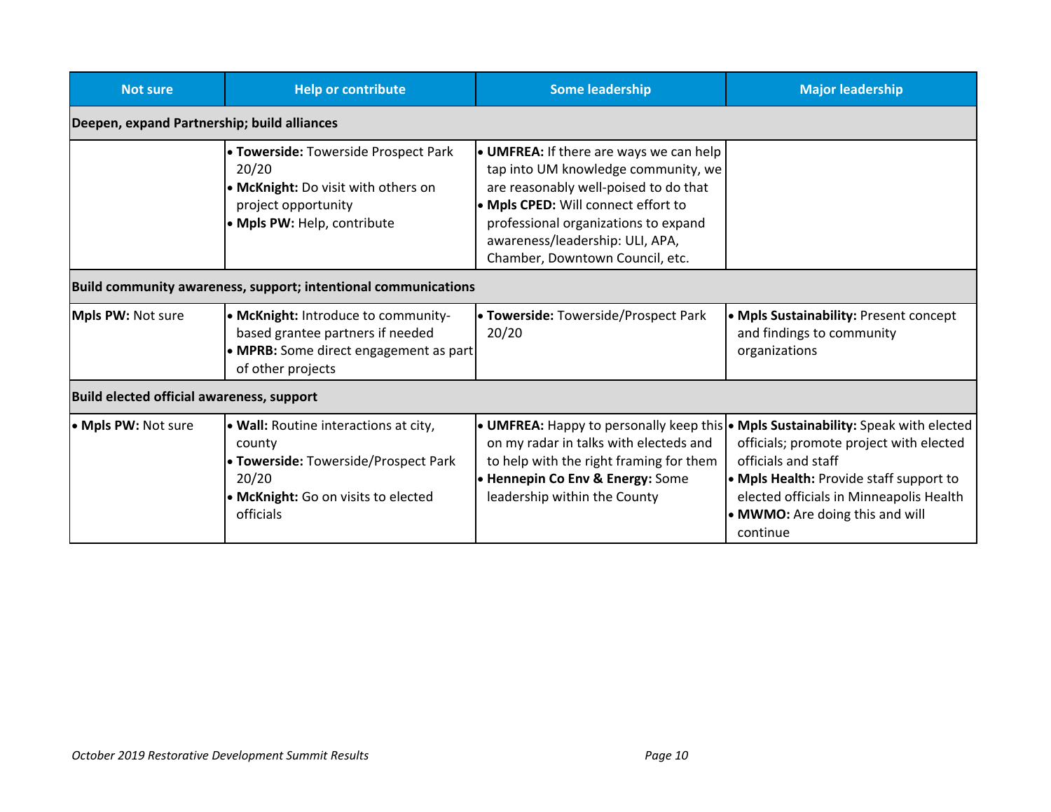| Not sure | Help or contribute | Some leadership | Major leadership |
|---|---|---|---|
| **Deepen, expand Partnership; build alliances** | | | |
| | • **Towerside:** Towerside Prospect Park 20/20<br>• **McKnight:** Do visit with others on project opportunity<br>• **Mpls PW:** Help, contribute | • **UMFREA:** If there are ways we can help tap into UM knowledge community, we are reasonably well-poised to do that<br>• **Mpls CPED:** Will connect effort to professional organizations to expand awareness/leadership: ULI, APA, Chamber, Downtown Council, etc. | |
| **Build community awareness, support; intentional communications** | | | |
| **Mpls PW:** Not sure | • **McKnight:** Introduce to community-based grantee partners if needed<br>• **MPRB:** Some direct engagement as part of other projects | • **Towerside:** Towerside/Prospect Park 20/20 | • **Mpls Sustainability:** Present concept and findings to community organizations |
| **Build elected official awareness, support** | | | |
| • **Mpls PW:** Not sure | • **Wall:** Routine interactions at city, county<br>• **Towerside:** Towerside/Prospect Park 20/20<br>• **McKnight:** Go on visits to elected officials | • **UMFREA:** Happy to personally keep this on my radar in talks with electeds and to help with the right framing for them<br>• **Hennepin Co Env & Energy:** Some leadership within the County | • **Mpls Sustainability:** Speak with elected officials; promote project with elected officials and staff<br>• **Mpls Health:** Provide staff support to elected officials in Minneapolis Health<br>• **MWMO:** Are doing this and will continue |